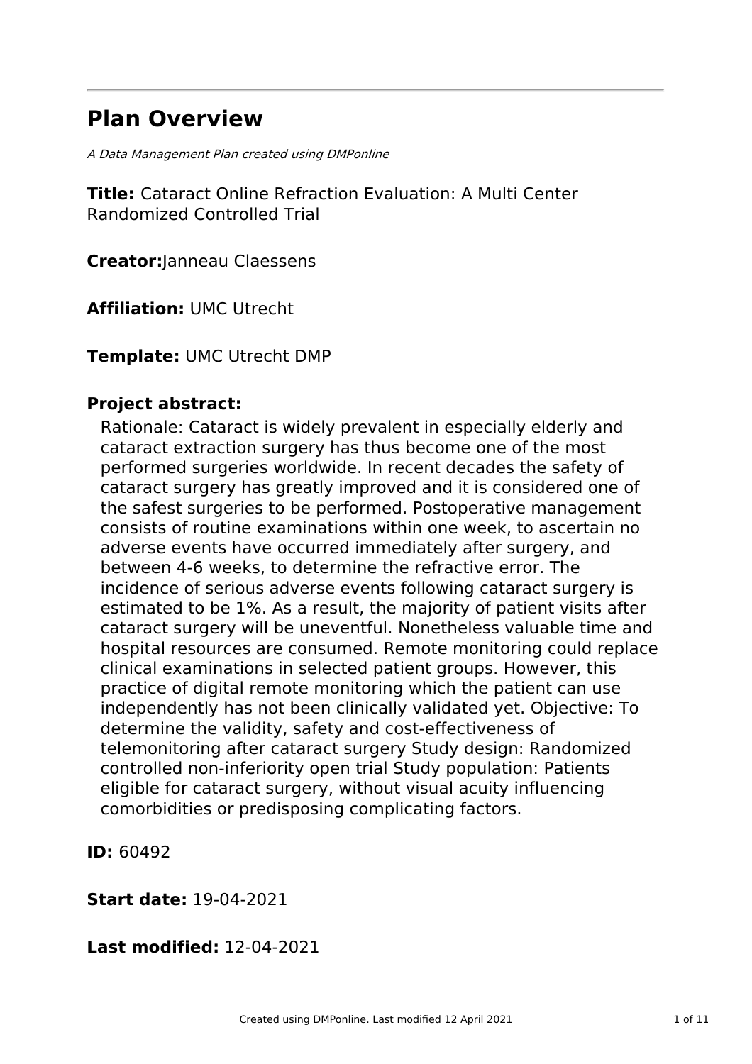# Plan Overview

*A Data Management Plan created using DMPonline*

**Title:** Cataract Online Refraction Evaluation: A Multi Center Randomized Controlled Trial

**Creator:** Janneau Claessens

**Affiliation:** UMC Utrecht

**Template:** UMC Utrecht DMP

## Project abstract:

Rationale: Cataract is widely prevalent in especially elderly and cataract extraction surgery has thus become one of the most performed surgeries worldwide. In recent decades the safety of cataract surgery has greatly improved and it is considered one of the safest surgeries to be performed. Postoperative management consists of routine examinations within one week, to ascertain no adverse events have occurred immediately after surgery, and between 4-6 weeks, to determine the refractive error. The incidence of serious adverse events following cataract surgery is estimated to be 1%. As a result, the majority of patient visits after cataract surgery will be uneventful. Nonetheless valuable time and hospital resources are consumed. Remote monitoring could replace clinical examinations in selected patient groups. However, this practice of digital remote monitoring which the patient can use independently has not been clinically validated yet. Objective: To determine the validity, safety and cost-effectiveness of telemonitoring after cataract surgery Study design: Randomized controlled non-inferiority open trial Study population: Patients eligible for cataract surgery, without visual acuity influencing comorbidities or predisposing complicating factors.

**ID:** 60492

**Start date:** 19-04-2021

**Last modified:** 12-04-2021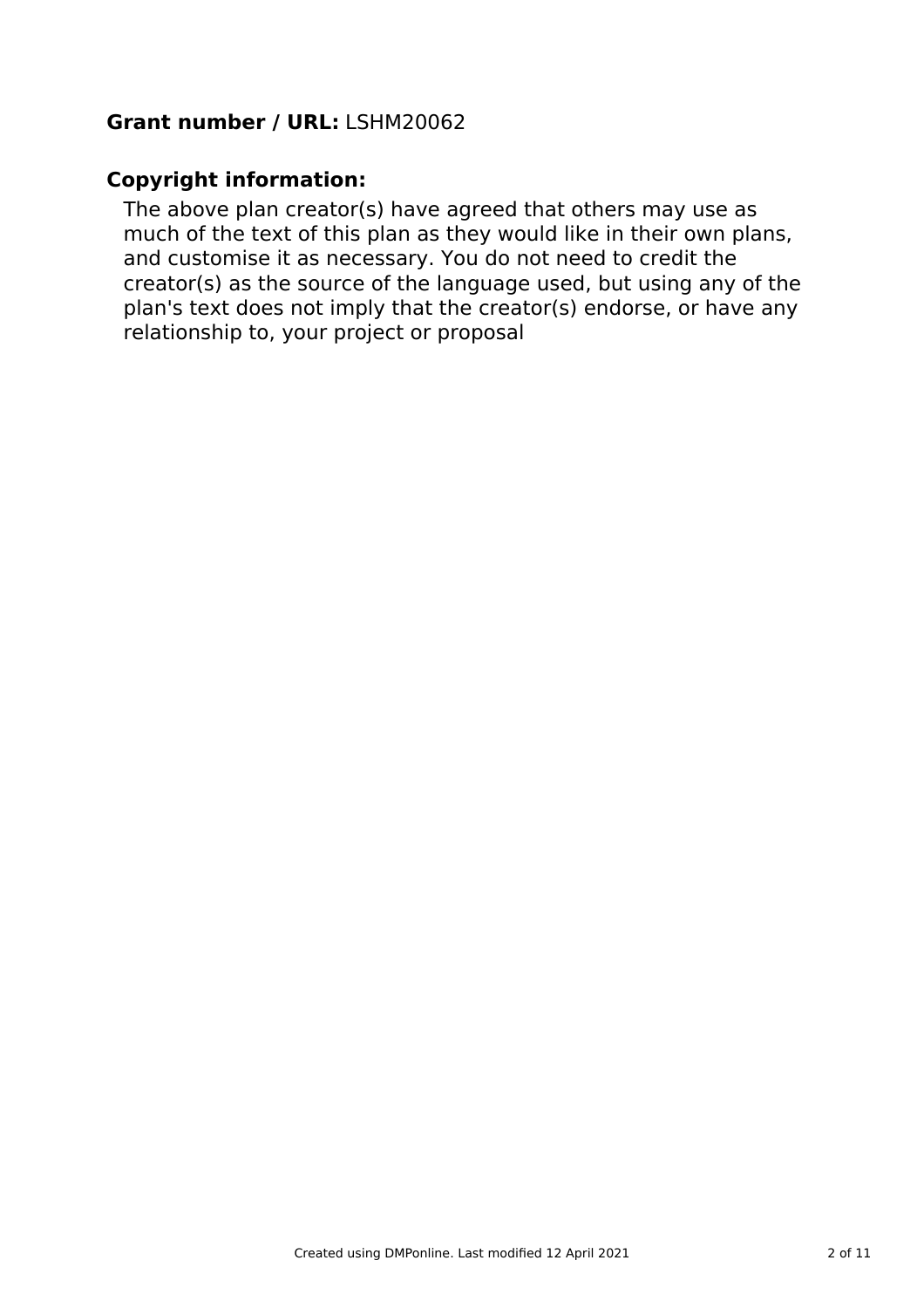**Grant number / URL:** LSHM20062

**Copyright information:**

The above plan creator(s) have agreed that others may use as much of the text of this plan as they would like in their own plans, and customise it as necessary. You do not need to credit the creator(s) as the source of the language used, but using any of the plan's text does not imply that the creator(s) endorse, or have any relationship to, your project or proposal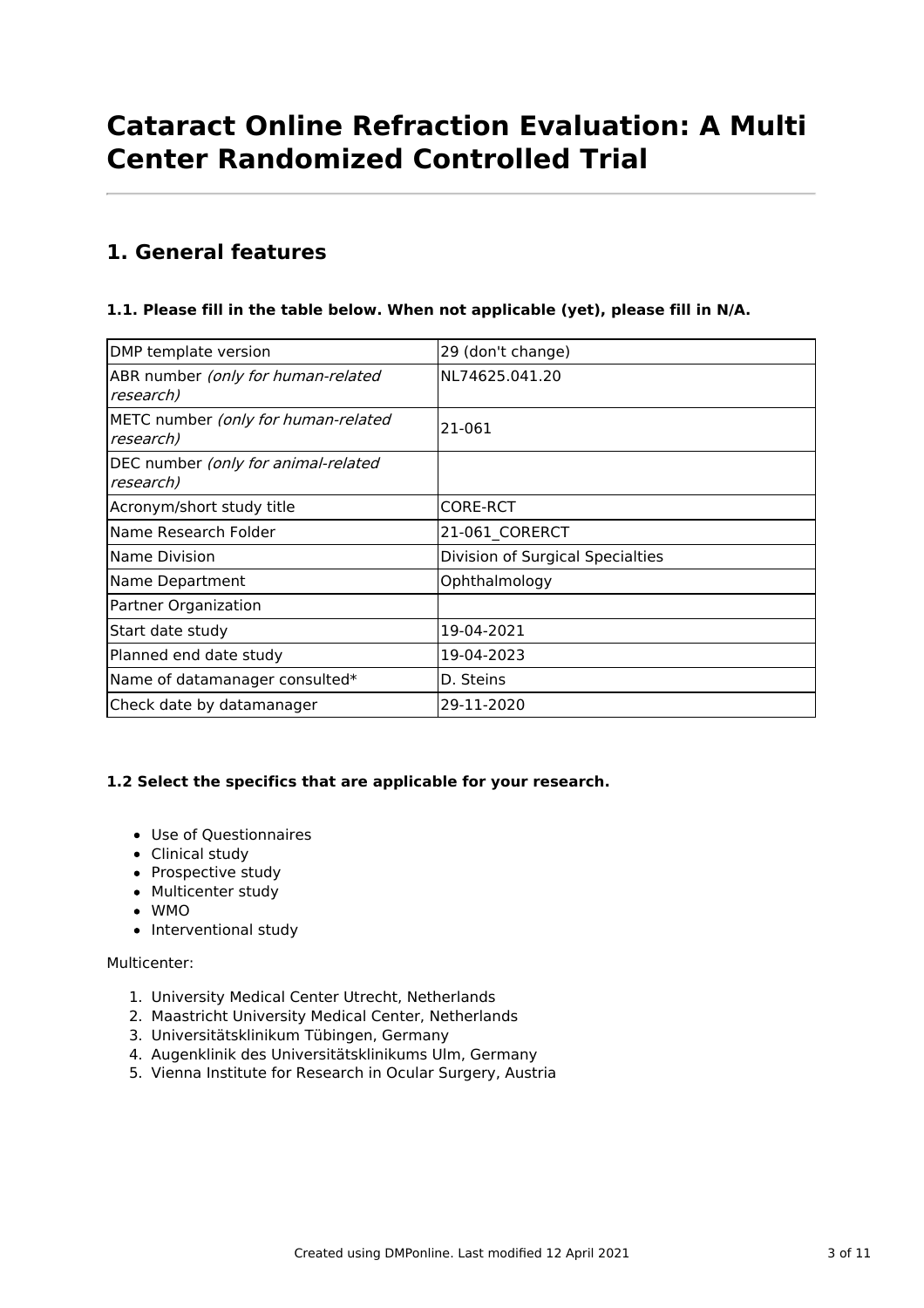# Cataract Online Refraction Evaluation: A Multi Center Randomized Controlled Trial

## 1. General features

### 1.1. Please fill in the table below. When not applicable (yet), please fill in N/A.

| | |
|---|---|
| DMP template version | 29 (don't change) |
| ABR number *(only for human-related research)* | NL74625.041.20 |
| METC number *(only for human-related research)* | 21-061 |
| DEC number *(only for animal-related research)* | |
| Acronym/short study title | CORE-RCT |
| Name Research Folder | 21-061_CORERCT |
| Name Division | Division of Surgical Specialties |
| Name Department | Ophthalmology |
| Partner Organization | |
| Start date study | 19-04-2021 |
| Planned end date study | 19-04-2023 |
| Name of datamanager consulted* | D. Steins |
| Check date by datamanager | 29-11-2020 |

### 1.2 Select the specifics that are applicable for your research.

- Use of Questionnaires
- Clinical study
- Prospective study
- Multicenter study
- WMO
- Interventional study

Multicenter:

1. University Medical Center Utrecht, Netherlands
2. Maastricht University Medical Center, Netherlands
3. Universitätsklinikum Tübingen, Germany
4. Augenklinik des Universitätsklinikums Ulm, Germany
5. Vienna Institute for Research in Ocular Surgery, Austria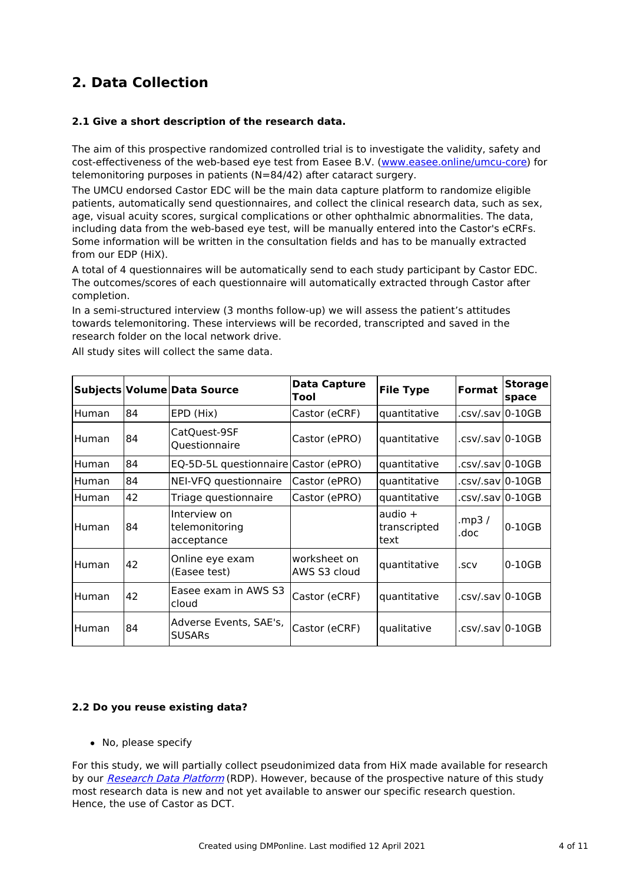## 2. Data Collection

### 2.1 Give a short description of the research data.

The aim of this prospective randomized controlled trial is to investigate the validity, safety and cost-effectiveness of the web-based eye test from Easee B.V. (www.easee.online/umcu-core) for telemonitoring purposes in patients (N=84/42) after cataract surgery.

The UMCU endorsed Castor EDC will be the main data capture platform to randomize eligible patients, automatically send questionnaires, and collect the clinical research data, such as sex, age, visual acuity scores, surgical complications or other ophthalmic abnormalities. The data, including data from the web-based eye test, will be manually entered into the Castor's eCRFs. Some information will be written in the consultation fields and has to be manually extracted from our EDP (HiX).

A total of 4 questionnaires will be automatically send to each study participant by Castor EDC. The outcomes/scores of each questionnaire will automatically extracted through Castor after completion.

In a semi-structured interview (3 months follow-up) we will assess the patient's attitudes towards telemonitoring. These interviews will be recorded, transcripted and saved in the research folder on the local network drive.

All study sites will collect the same data.

| Subjects | Volume | Data Source | Data Capture Tool | File Type | Format | Storage space |
|---|---|---|---|---|---|---|
| Human | 84 | EPD (Hix) | Castor (eCRF) | quantitative | .csv/.sav | 0-10GB |
| Human | 84 | CatQuest-9SF Questionnaire | Castor (ePRO) | quantitative | .csv/.sav | 0-10GB |
| Human | 84 | EQ-5D-5L questionnaire | Castor (ePRO) | quantitative | .csv/.sav | 0-10GB |
| Human | 84 | NEI-VFQ questionnaire | Castor (ePRO) | quantitative | .csv/.sav | 0-10GB |
| Human | 42 | Triage questionnaire | Castor (ePRO) | quantitative | .csv/.sav | 0-10GB |
| Human | 84 | Interview on telemonitoring acceptance | | audio + transcripted text | .mp3 / .doc | 0-10GB |
| Human | 42 | Online eye exam (Easee test) | worksheet on AWS S3 cloud | quantitative | .scv | 0-10GB |
| Human | 42 | Easee exam in AWS S3 cloud | Castor (eCRF) | quantitative | .csv/.sav | 0-10GB |
| Human | 84 | Adverse Events, SAE's, SUSARs | Castor (eCRF) | qualitative | .csv/.sav | 0-10GB |

### 2.2 Do you reuse existing data?

- No, please specify

For this study, we will partially collect pseudonimized data from HiX made available for research by our *Research Data Platform* (RDP). However, because of the prospective nature of this study most research data is new and not yet available to answer our specific research question. Hence, the use of Castor as DCT.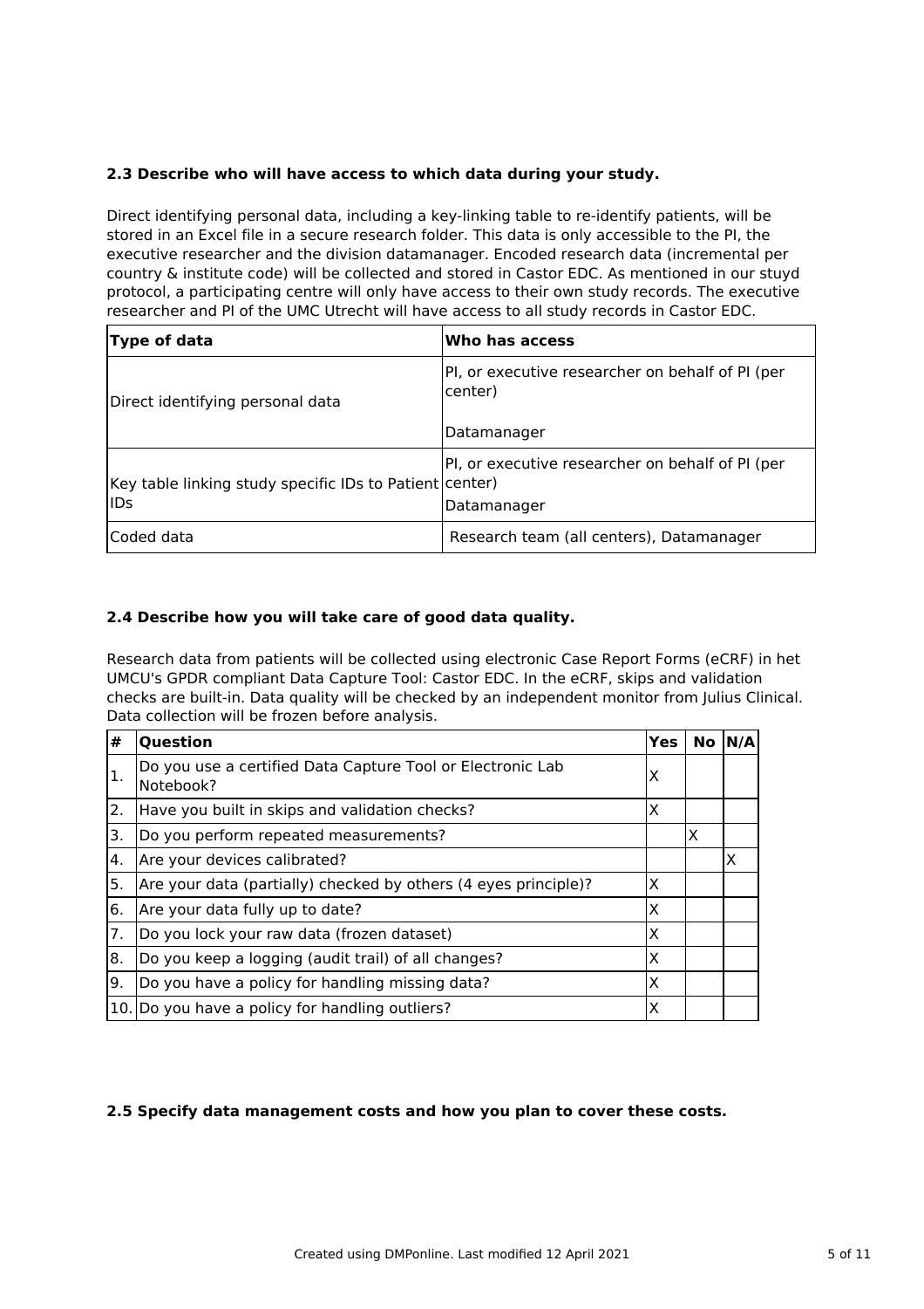### 2.3 Describe who will have access to which data during your study.

Direct identifying personal data, including a key-linking table to re-identify patients, will be stored in an Excel file in a secure research folder. This data is only accessible to the PI, the executive researcher and the division datamanager. Encoded research data (incremental per country & institute code) will be collected and stored in Castor EDC. As mentioned in our stuyd protocol, a participating centre will only have access to their own study records. The executive researcher and PI of the UMC Utrecht will have access to all study records in Castor EDC.

| Type of data | Who has access |
| --- | --- |
| Direct identifying personal data | PI, or executive researcher on behalf of PI (per center)<br><br>Datamanager |
| Key table linking study specific IDs to Patient IDs | PI, or executive researcher on behalf of PI (per center)<br>Datamanager |
| Coded data | Research team (all centers), Datamanager |

### 2.4 Describe how you will take care of good data quality.

Research data from patients will be collected using electronic Case Report Forms (eCRF) in het UMCU's GPDR compliant Data Capture Tool: Castor EDC. In the eCRF, skips and validation checks are built-in. Data quality will be checked by an independent monitor from Julius Clinical. Data collection will be frozen before analysis.

| # | Question | Yes | No | N/A |
| --- | --- | --- | --- | --- |
| 1. | Do you use a certified Data Capture Tool or Electronic Lab Notebook? | X | | |
| 2. | Have you built in skips and validation checks? | X | | |
| 3. | Do you perform repeated measurements? | | X | |
| 4. | Are your devices calibrated? | | | X |
| 5. | Are your data (partially) checked by others (4 eyes principle)? | X | | |
| 6. | Are your data fully up to date? | X | | |
| 7. | Do you lock your raw data (frozen dataset) | X | | |
| 8. | Do you keep a logging (audit trail) of all changes? | X | | |
| 9. | Do you have a policy for handling missing data? | X | | |
| 10. | Do you have a policy for handling outliers? | X | | |

### 2.5 Specify data management costs and how you plan to cover these costs.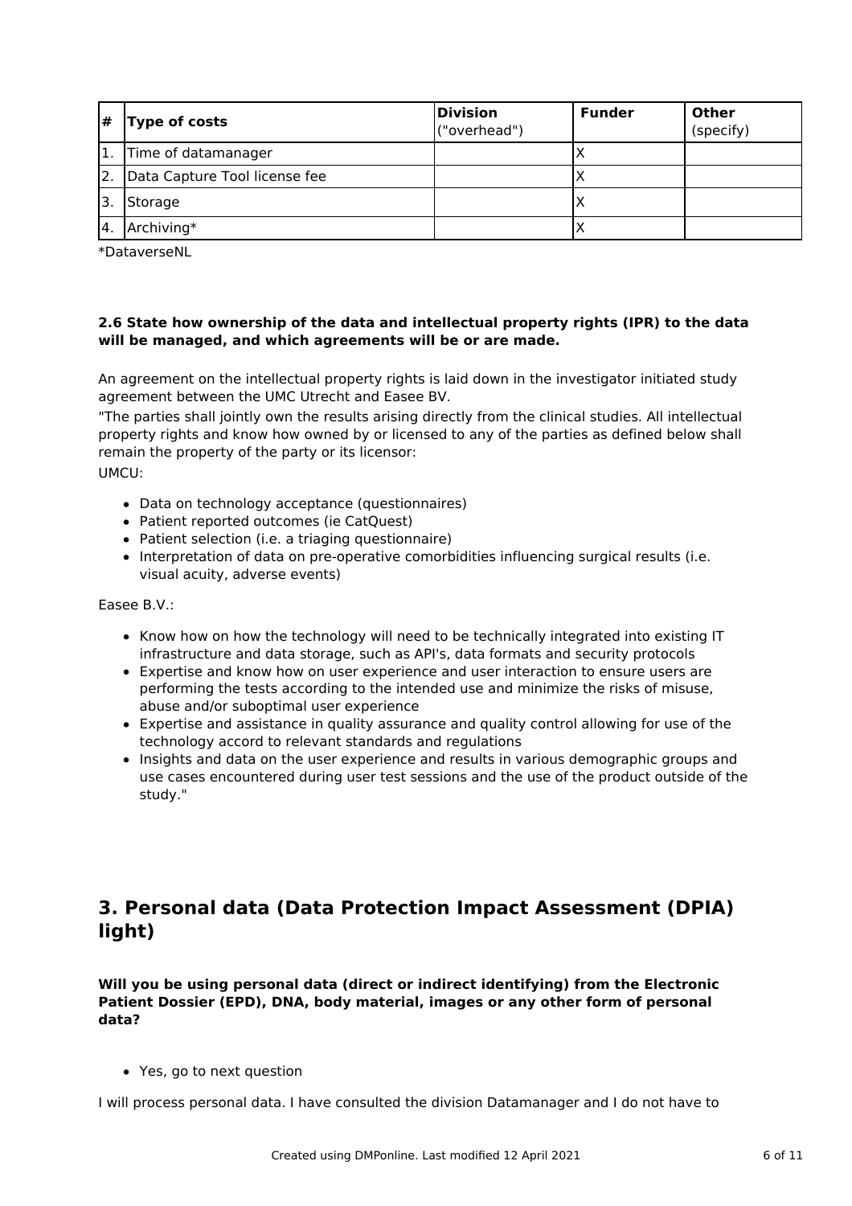| # | Type of costs | Division ("overhead") | Funder | Other (specify) |
|---|---|---|---|---|
| 1. | Time of datamanager | | X | |
| 2. | Data Capture Tool license fee | | X | |
| 3. | Storage | | X | |
| 4. | Archiving* | | X | |

*DataverseNL

**2.6 State how ownership of the data and intellectual property rights (IPR) to the data will be managed, and which agreements will be or are made.**

An agreement on the intellectual property rights is laid down in the investigator initiated study agreement between the UMC Utrecht and Easee BV.

"The parties shall jointly own the results arising directly from the clinical studies. All intellectual property rights and know how owned by or licensed to any of the parties as defined below shall remain the property of the party or its licensor:

UMCU:

- Data on technology acceptance (questionnaires)
- Patient reported outcomes (ie CatQuest)
- Patient selection (i.e. a triaging questionnaire)
- Interpretation of data on pre-operative comorbidities influencing surgical results (i.e. visual acuity, adverse events)

Easee B.V.:

- Know how on how the technology will need to be technically integrated into existing IT infrastructure and data storage, such as API's, data formats and security protocols
- Expertise and know how on user experience and user interaction to ensure users are performing the tests according to the intended use and minimize the risks of misuse, abuse and/or suboptimal user experience
- Expertise and assistance in quality assurance and quality control allowing for use of the technology accord to relevant standards and regulations
- Insights and data on the user experience and results in various demographic groups and use cases encountered during user test sessions and the use of the product outside of the study."

## 3. Personal data (Data Protection Impact Assessment (DPIA) light)

**Will you be using personal data (direct or indirect identifying) from the Electronic Patient Dossier (EPD), DNA, body material, images or any other form of personal data?**

- Yes, go to next question

I will process personal data. I have consulted the division Datamanager and I do not have to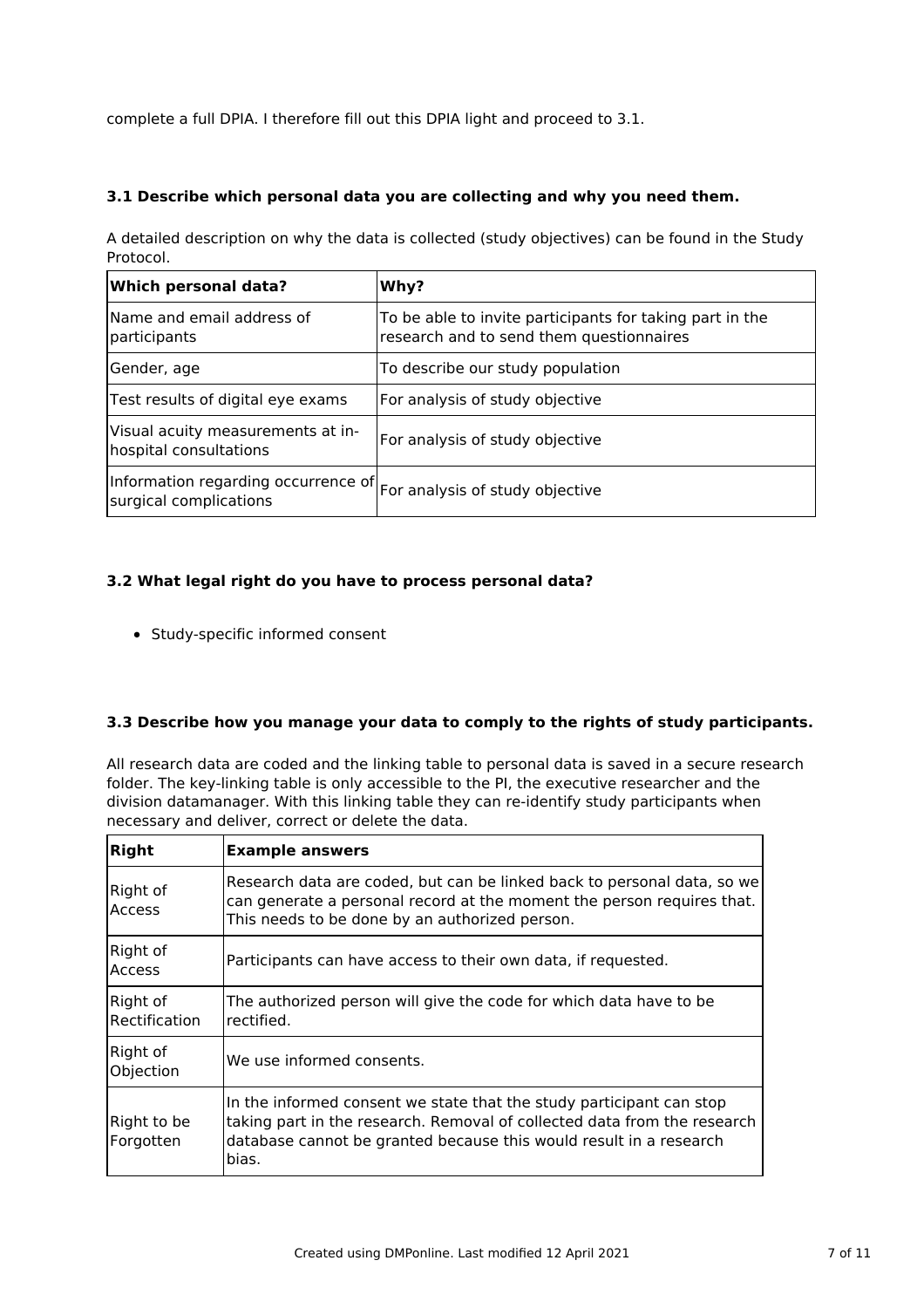complete a full DPIA. I therefore fill out this DPIA light and proceed to 3.1.

### 3.1 Describe which personal data you are collecting and why you need them.

A detailed description on why the data is collected (study objectives) can be found in the Study Protocol.

| Which personal data? | Why? |
|---|---|
| Name and email address of participants | To be able to invite participants for taking part in the research and to send them questionnaires |
| Gender, age | To describe our study population |
| Test results of digital eye exams | For analysis of study objective |
| Visual acuity measurements at in-hospital consultations | For analysis of study objective |
| Information regarding occurrence of surgical complications | For analysis of study objective |

### 3.2 What legal right do you have to process personal data?

- Study-specific informed consent

### 3.3 Describe how you manage your data to comply to the rights of study participants.

All research data are coded and the linking table to personal data is saved in a secure research folder. The key-linking table is only accessible to the PI, the executive researcher and the division datamanager. With this linking table they can re-identify study participants when necessary and deliver, correct or delete the data.

| Right | Example answers |
|---|---|
| Right of Access | Research data are coded, but can be linked back to personal data, so we can generate a personal record at the moment the person requires that. This needs to be done by an authorized person. |
| Right of Access | Participants can have access to their own data, if requested. |
| Right of Rectification | The authorized person will give the code for which data have to be rectified. |
| Right of Objection | We use informed consents. |
| Right to be Forgotten | In the informed consent we state that the study participant can stop taking part in the research. Removal of collected data from the research database cannot be granted because this would result in a research bias. |

Created using DMPonline. Last modified 12 April 2021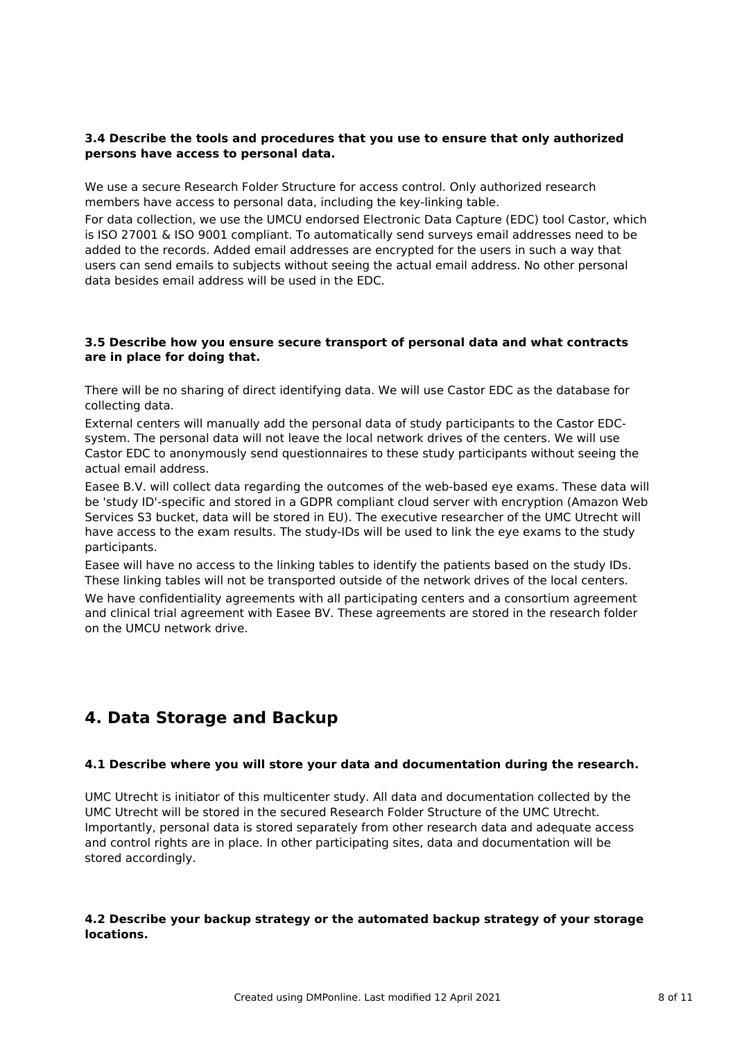**3.4 Describe the tools and procedures that you use to ensure that only authorized persons have access to personal data.**

We use a secure Research Folder Structure for access control. Only authorized research members have access to personal data, including the key-linking table.

For data collection, we use the UMCU endorsed Electronic Data Capture (EDC) tool Castor, which is ISO 27001 & ISO 9001 compliant. To automatically send surveys email addresses need to be added to the records. Added email addresses are encrypted for the users in such a way that users can send emails to subjects without seeing the actual email address. No other personal data besides email address will be used in the EDC.

**3.5 Describe how you ensure secure transport of personal data and what contracts are in place for doing that.**

There will be no sharing of direct identifying data. We will use Castor EDC as the database for collecting data.

External centers will manually add the personal data of study participants to the Castor EDC-system. The personal data will not leave the local network drives of the centers. We will use Castor EDC to anonymously send questionnaires to these study participants without seeing the actual email address.

Easee B.V. will collect data regarding the outcomes of the web-based eye exams. These data will be 'study ID'-specific and stored in a GDPR compliant cloud server with encryption (Amazon Web Services S3 bucket, data will be stored in EU). The executive researcher of the UMC Utrecht will have access to the exam results. The study-IDs will be used to link the eye exams to the study participants.

Easee will have no access to the linking tables to identify the patients based on the study IDs. These linking tables will not be transported outside of the network drives of the local centers.

We have confidentiality agreements with all participating centers and a consortium agreement and clinical trial agreement with Easee BV. These agreements are stored in the research folder on the UMCU network drive.

## 4. Data Storage and Backup

**4.1 Describe where you will store your data and documentation during the research.**

UMC Utrecht is initiator of this multicenter study. All data and documentation collected by the UMC Utrecht will be stored in the secured Research Folder Structure of the UMC Utrecht. Importantly, personal data is stored separately from other research data and adequate access and control rights are in place. In other participating sites, data and documentation will be stored accordingly.

**4.2 Describe your backup strategy or the automated backup strategy of your storage locations.**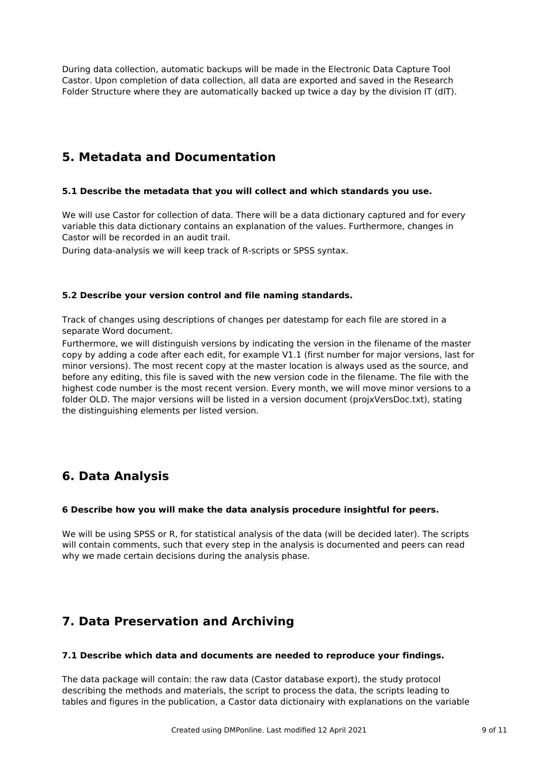During data collection, automatic backups will be made in the Electronic Data Capture Tool Castor. Upon completion of data collection, all data are exported and saved in the Research Folder Structure where they are automatically backed up twice a day by the division IT (dIT).

## 5. Metadata and Documentation

### 5.1 Describe the metadata that you will collect and which standards you use.

We will use Castor for collection of data. There will be a data dictionary captured and for every variable this data dictionary contains an explanation of the values. Furthermore, changes in Castor will be recorded in an audit trail.

During data-analysis we will keep track of R-scripts or SPSS syntax.

### 5.2 Describe your version control and file naming standards.

Track of changes using descriptions of changes per datestamp for each file are stored in a separate Word document.

Furthermore, we will distinguish versions by indicating the version in the filename of the master copy by adding a code after each edit, for example V1.1 (first number for major versions, last for minor versions). The most recent copy at the master location is always used as the source, and before any editing, this file is saved with the new version code in the filename. The file with the highest code number is the most recent version. Every month, we will move minor versions to a folder OLD. The major versions will be listed in a version document (projxVersDoc.txt), stating the distinguishing elements per listed version.

## 6. Data Analysis

### 6 Describe how you will make the data analysis procedure insightful for peers.

We will be using SPSS or R, for statistical analysis of the data (will be decided later). The scripts will contain comments, such that every step in the analysis is documented and peers can read why we made certain decisions during the analysis phase.

## 7. Data Preservation and Archiving

### 7.1 Describe which data and documents are needed to reproduce your findings.

The data package will contain: the raw data (Castor database export), the study protocol describing the methods and materials, the script to process the data, the scripts leading to tables and figures in the publication, a Castor data dictionairy with explanations on the variable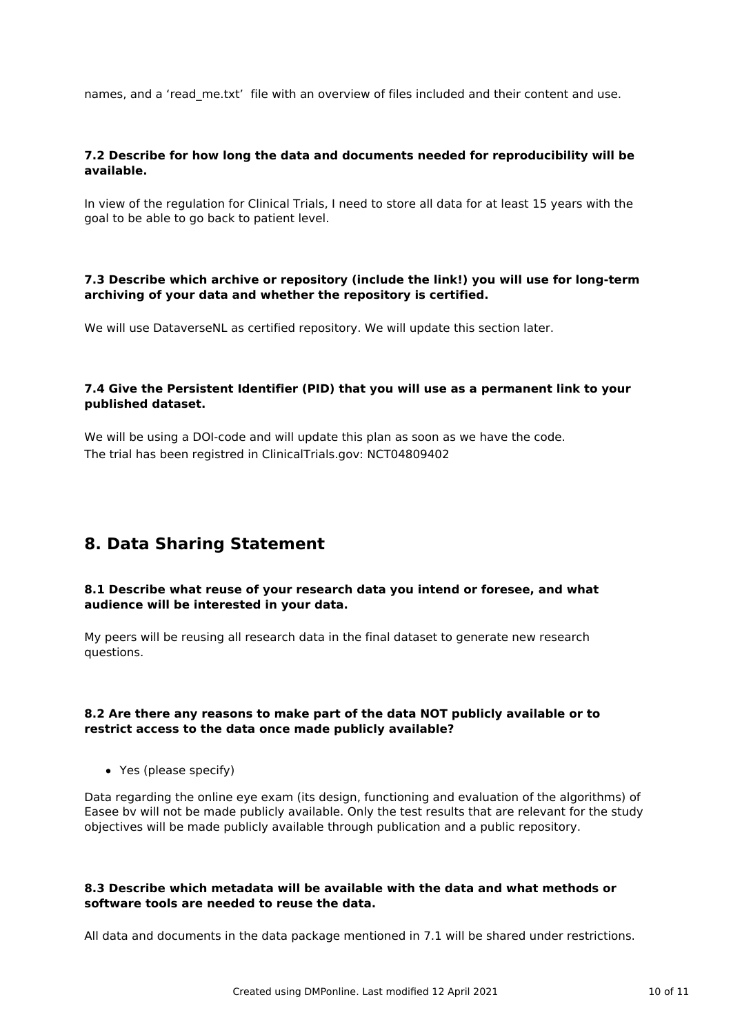names, and a ‘read_me.txt’ file with an overview of files included and their content and use.

**7.2 Describe for how long the data and documents needed for reproducibility will be available.**

In view of the regulation for Clinical Trials, I need to store all data for at least 15 years with the goal to be able to go back to patient level.

**7.3 Describe which archive or repository (include the link!) you will use for long-term archiving of your data and whether the repository is certified.**

We will use DataverseNL as certified repository. We will update this section later.

**7.4 Give the Persistent Identifier (PID) that you will use as a permanent link to your published dataset.**

We will be using a DOI-code and will update this plan as soon as we have the code.
The trial has been registred in ClinicalTrials.gov: NCT04809402

## 8. Data Sharing Statement

**8.1 Describe what reuse of your research data you intend or foresee, and what audience will be interested in your data.**

My peers will be reusing all research data in the final dataset to generate new research questions.

**8.2 Are there any reasons to make part of the data NOT publicly available or to restrict access to the data once made publicly available?**

- Yes (please specify)

Data regarding the online eye exam (its design, functioning and evaluation of the algorithms) of Easee bv will not be made publicly available. Only the test results that are relevant for the study objectives will be made publicly available through publication and a public repository.

**8.3 Describe which metadata will be available with the data and what methods or software tools are needed to reuse the data.**

All data and documents in the data package mentioned in 7.1 will be shared under restrictions.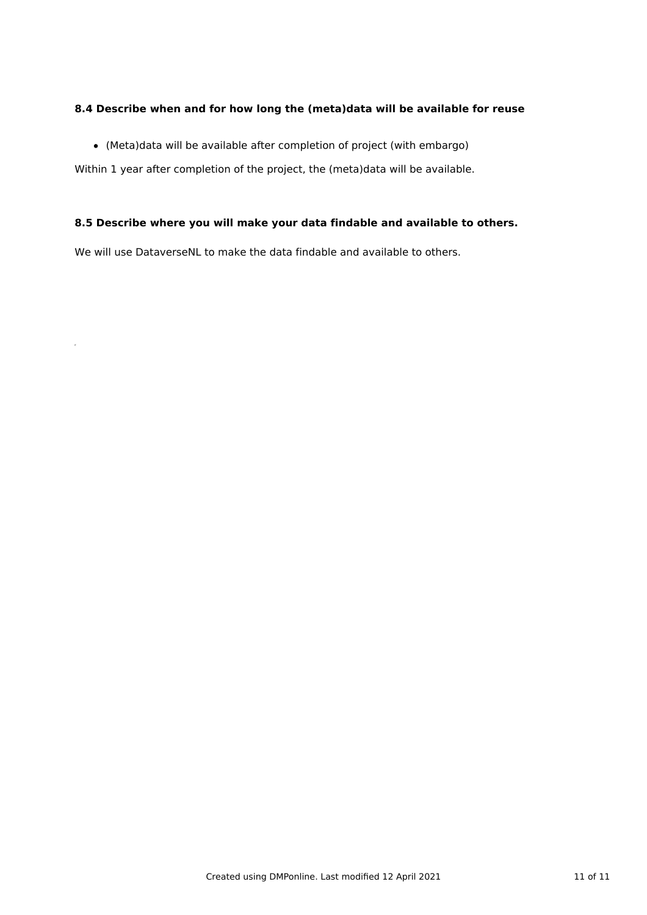### 8.4 Describe when and for how long the (meta)data will be available for reuse

- (Meta)data will be available after completion of project (with embargo)

Within 1 year after completion of the project, the (meta)data will be available.

### 8.5 Describe where you will make your data findable and available to others.

We will use DataverseNL to make the data findable and available to others.